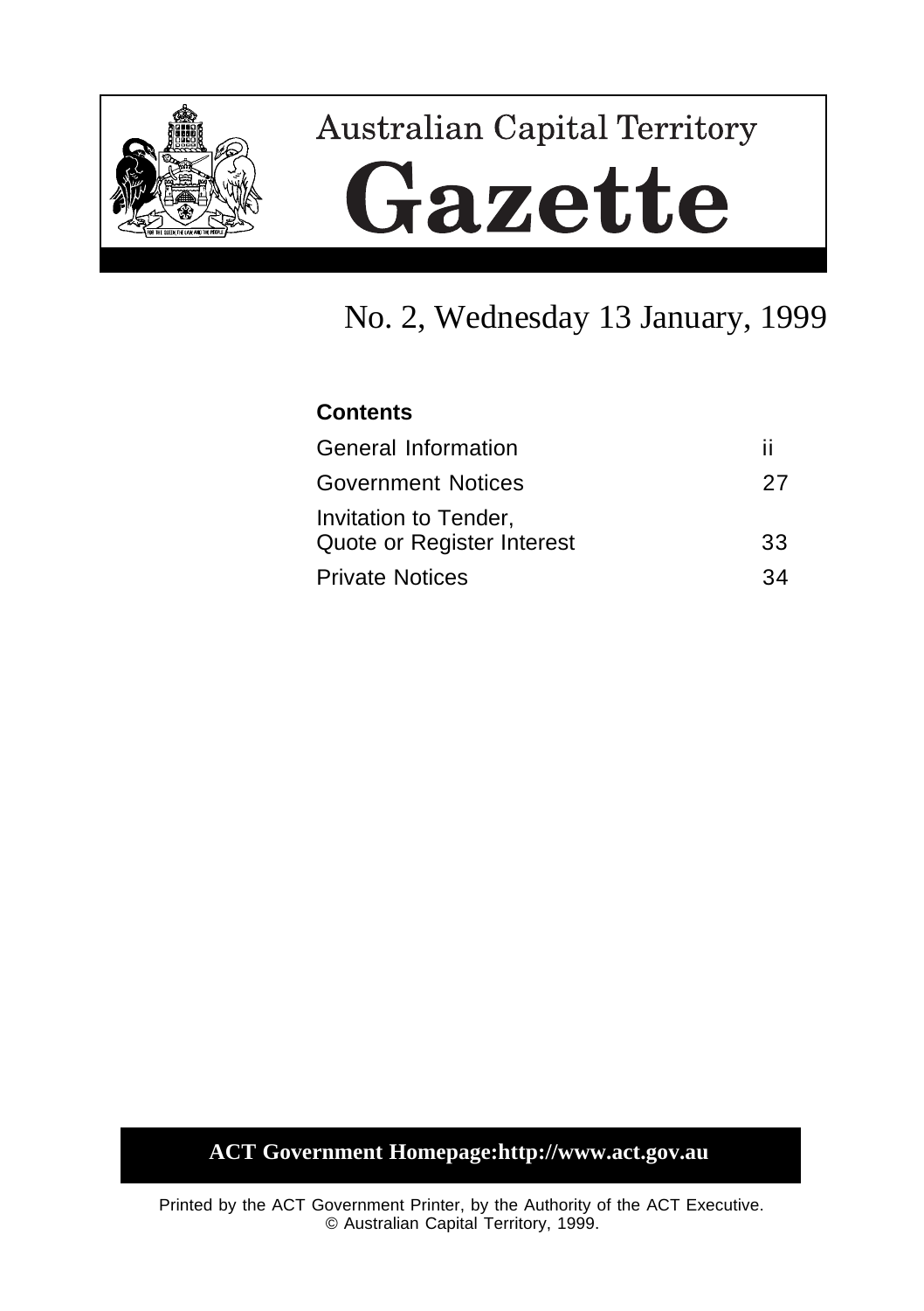# Australian Capital Territory

# Gazette

## No. 2, Wednesday 13 January, 1999

**Contents**

| | |
|---|---|
| General Information | ii |
| Government Notices | 27 |
| Invitation to Tender, Quote or Register Interest | 33 |
| Private Notices | 34 |

**ACT Government Homepage:http://www.act.gov.au**

Printed by the ACT Government Printer, by the Authority of the ACT Executive.
© Australian Capital Territory, 1999.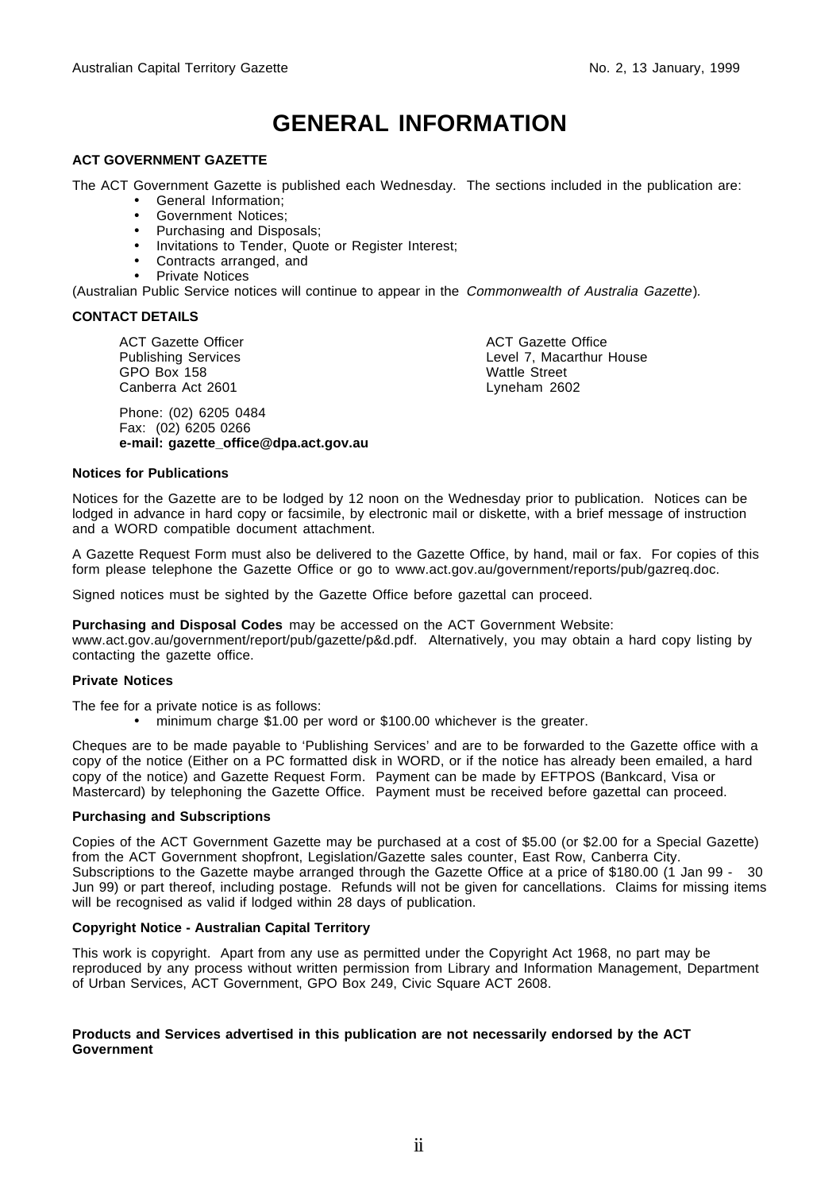# GENERAL INFORMATION

## ACT GOVERNMENT GAZETTE

The ACT Government Gazette is published each Wednesday. The sections included in the publication are:

- General Information;
- Government Notices;
- Purchasing and Disposals;
- Invitations to Tender, Quote or Register Interest;
- Contracts arranged, and
- Private Notices

(Australian Public Service notices will continue to appear in the *Commonwealth of Australia Gazette*).

## CONTACT DETAILS

ACT Gazette Officer
Publishing Services
GPO Box 158
Canberra Act 2601

ACT Gazette Office
Level 7, Macarthur House
Wattle Street
Lyneham 2602

Phone: (02) 6205 0484
Fax: (02) 6205 0266
**e-mail: gazette_office@dpa.act.gov.au**

### Notices for Publications

Notices for the Gazette are to be lodged by 12 noon on the Wednesday prior to publication. Notices can be lodged in advance in hard copy or facsimile, by electronic mail or diskette, with a brief message of instruction and a WORD compatible document attachment.

A Gazette Request Form must also be delivered to the Gazette Office, by hand, mail or fax. For copies of this form please telephone the Gazette Office or go to www.act.gov.au/government/reports/pub/gazreq.doc.

Signed notices must be sighted by the Gazette Office before gazettal can proceed.

**Purchasing and Disposal Codes** may be accessed on the ACT Government Website: www.act.gov.au/government/report/pub/gazette/p&d.pdf. Alternatively, you may obtain a hard copy listing by contacting the gazette office.

### Private Notices

The fee for a private notice is as follows:

- minimum charge $1.00 per word or $100.00 whichever is the greater.

Cheques are to be made payable to 'Publishing Services' and are to be forwarded to the Gazette office with a copy of the notice (Either on a PC formatted disk in WORD, or if the notice has already been emailed, a hard copy of the notice) and Gazette Request Form. Payment can be made by EFTPOS (Bankcard, Visa or Mastercard) by telephoning the Gazette Office. Payment must be received before gazettal can proceed.

### Purchasing and Subscriptions

Copies of the ACT Government Gazette may be purchased at a cost of $5.00 (or $2.00 for a Special Gazette) from the ACT Government shopfront, Legislation/Gazette sales counter, East Row, Canberra City. Subscriptions to the Gazette maybe arranged through the Gazette Office at a price of $180.00 (1 Jan 99 - 30 Jun 99) or part thereof, including postage. Refunds will not be given for cancellations. Claims for missing items will be recognised as valid if lodged within 28 days of publication.

### Copyright Notice - Australian Capital Territory

This work is copyright. Apart from any use as permitted under the Copyright Act 1968, no part may be reproduced by any process without written permission from Library and Information Management, Department of Urban Services, ACT Government, GPO Box 249, Civic Square ACT 2608.

**Products and Services advertised in this publication are not necessarily endorsed by the ACT Government**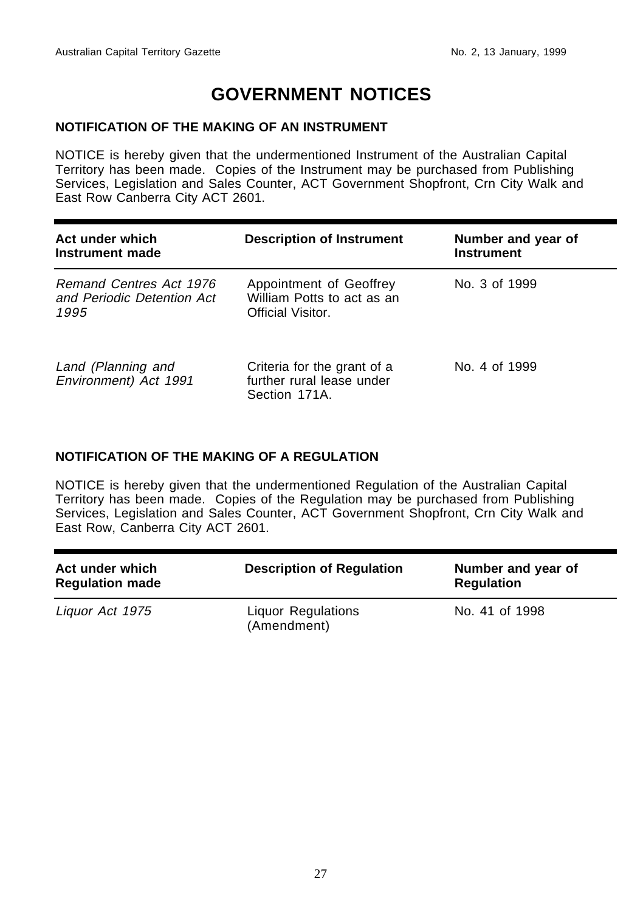# GOVERNMENT NOTICES

## NOTIFICATION OF THE MAKING OF AN INSTRUMENT

NOTICE is hereby given that the undermentioned Instrument of the Australian Capital Territory has been made. Copies of the Instrument may be purchased from Publishing Services, Legislation and Sales Counter, ACT Government Shopfront, Crn City Walk and East Row Canberra City ACT 2601.

| Act under which Instrument made | Description of Instrument | Number and year of Instrument |
|---|---|---|
| *Remand Centres Act 1976 and Periodic Detention Act 1995* | Appointment of Geoffrey William Potts to act as an Official Visitor. | No. 3 of 1999 |
| *Land (Planning and Environment) Act 1991* | Criteria for the grant of a further rural lease under Section 171A. | No. 4 of 1999 |

## NOTIFICATION OF THE MAKING OF A REGULATION

NOTICE is hereby given that the undermentioned Regulation of the Australian Capital Territory has been made. Copies of the Regulation may be purchased from Publishing Services, Legislation and Sales Counter, ACT Government Shopfront, Crn City Walk and East Row, Canberra City ACT 2601.

| Act under which Regulation made | Description of Regulation | Number and year of Regulation |
|---|---|---|
| *Liquor Act 1975* | Liquor Regulations (Amendment) | No. 41 of 1998 |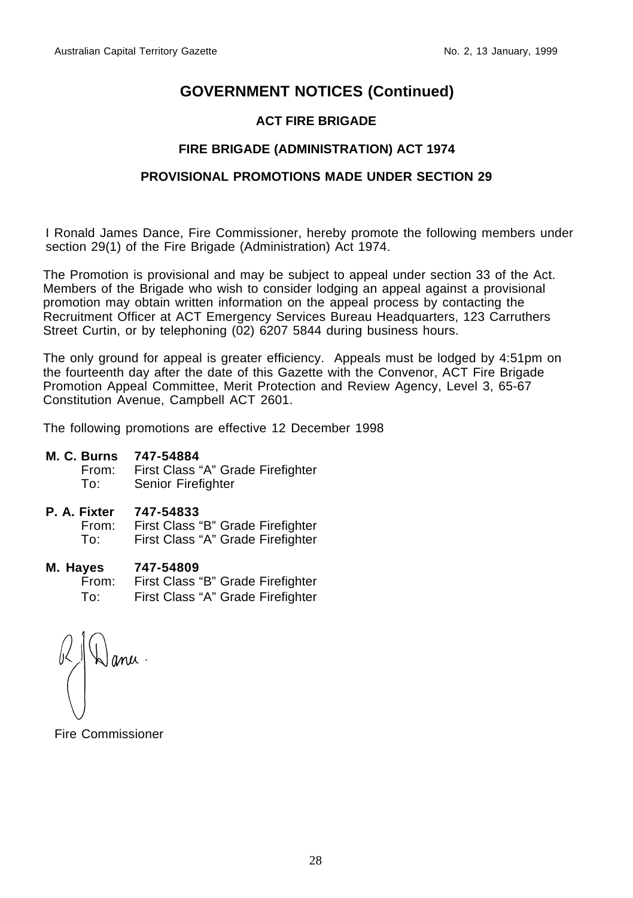# GOVERNMENT NOTICES (Continued)

## ACT FIRE BRIGADE

### FIRE BRIGADE (ADMINISTRATION) ACT 1974

### PROVISIONAL PROMOTIONS MADE UNDER SECTION 29

I Ronald James Dance, Fire Commissioner, hereby promote the following members under section 29(1) of the Fire Brigade (Administration) Act 1974.

The Promotion is provisional and may be subject to appeal under section 33 of the Act. Members of the Brigade who wish to consider lodging an appeal against a provisional promotion may obtain written information on the appeal process by contacting the Recruitment Officer at ACT Emergency Services Bureau Headquarters, 123 Carruthers Street Curtin, or by telephoning (02) 6207 5844 during business hours.

The only ground for appeal is greater efficiency. Appeals must be lodged by 4:51pm on the fourteenth day after the date of this Gazette with the Convenor, ACT Fire Brigade Promotion Appeal Committee, Merit Protection and Review Agency, Level 3, 65-67 Constitution Avenue, Campbell ACT 2601.

The following promotions are effective 12 December 1998

**M. C. Burns 747-54884**
From: First Class "A" Grade Firefighter
To: Senior Firefighter

**P. A. Fixter 747-54833**
From: First Class "B" Grade Firefighter
To: First Class "A" Grade Firefighter

**M. Hayes 747-54809**
From: First Class "B" Grade Firefighter
To: First Class "A" Grade Firefighter

R J Dance.

Fire Commissioner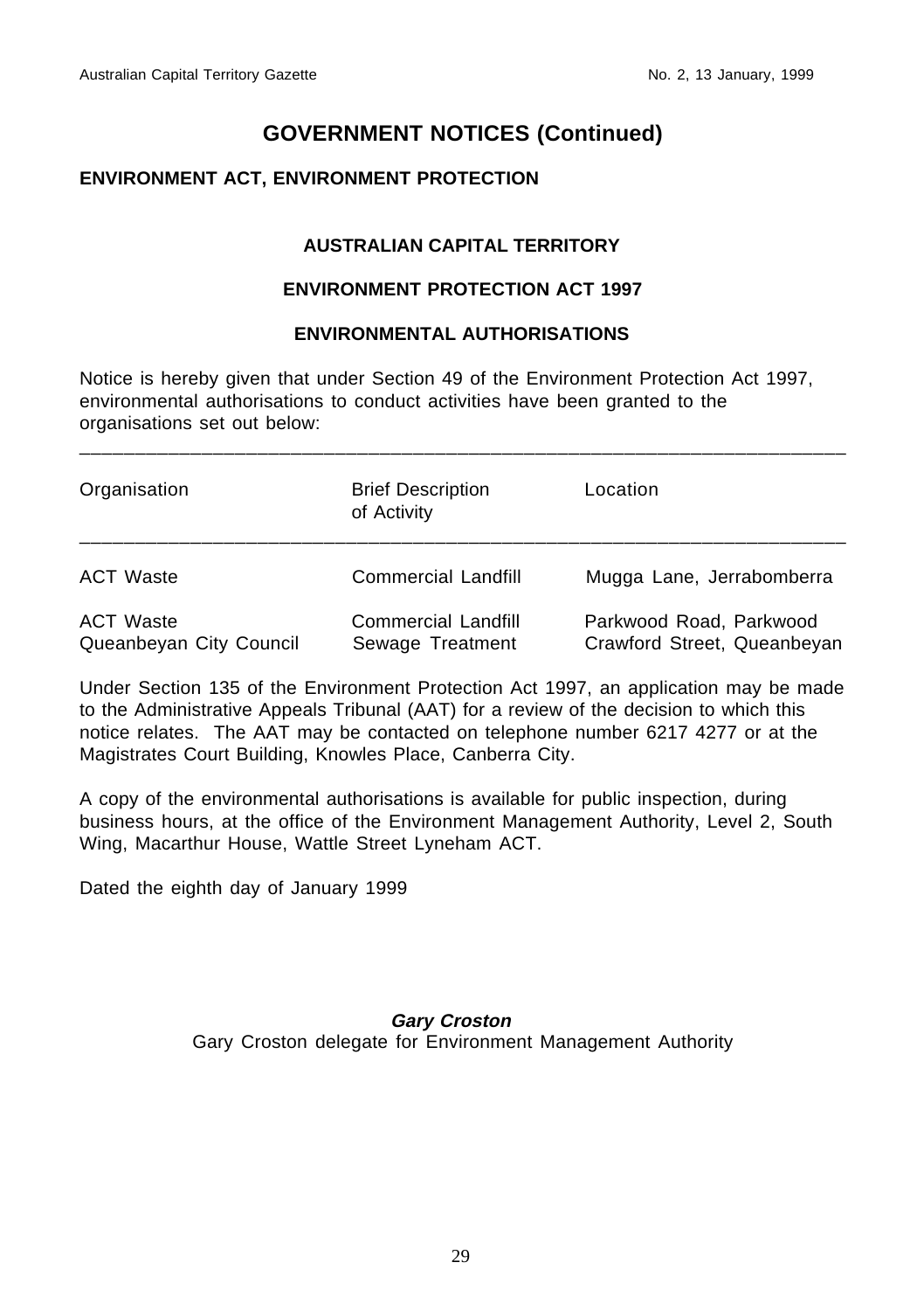## GOVERNMENT NOTICES (Continued)

### ENVIRONMENT ACT, ENVIRONMENT PROTECTION

**AUSTRALIAN CAPITAL TERRITORY**

**ENVIRONMENT PROTECTION ACT 1997**

**ENVIRONMENTAL AUTHORISATIONS**

Notice is hereby given that under Section 49 of the Environment Protection Act 1997, environmental authorisations to conduct activities have been granted to the organisations set out below:

| Organisation | Brief Description of Activity | Location |
| --- | --- | --- |
| ACT Waste | Commercial Landfill | Mugga Lane, Jerrabomberra |
| ACT Waste | Commercial Landfill | Parkwood Road, Parkwood |
| Queanbeyan City Council | Sewage Treatment | Crawford Street, Queanbeyan |

Under Section 135 of the Environment Protection Act 1997, an application may be made to the Administrative Appeals Tribunal (AAT) for a review of the decision to which this notice relates. The AAT may be contacted on telephone number 6217 4277 or at the Magistrates Court Building, Knowles Place, Canberra City.

A copy of the environmental authorisations is available for public inspection, during business hours, at the office of the Environment Management Authority, Level 2, South Wing, Macarthur House, Wattle Street Lyneham ACT.

Dated the eighth day of January 1999

***Gary Croston***
Gary Croston delegate for Environment Management Authority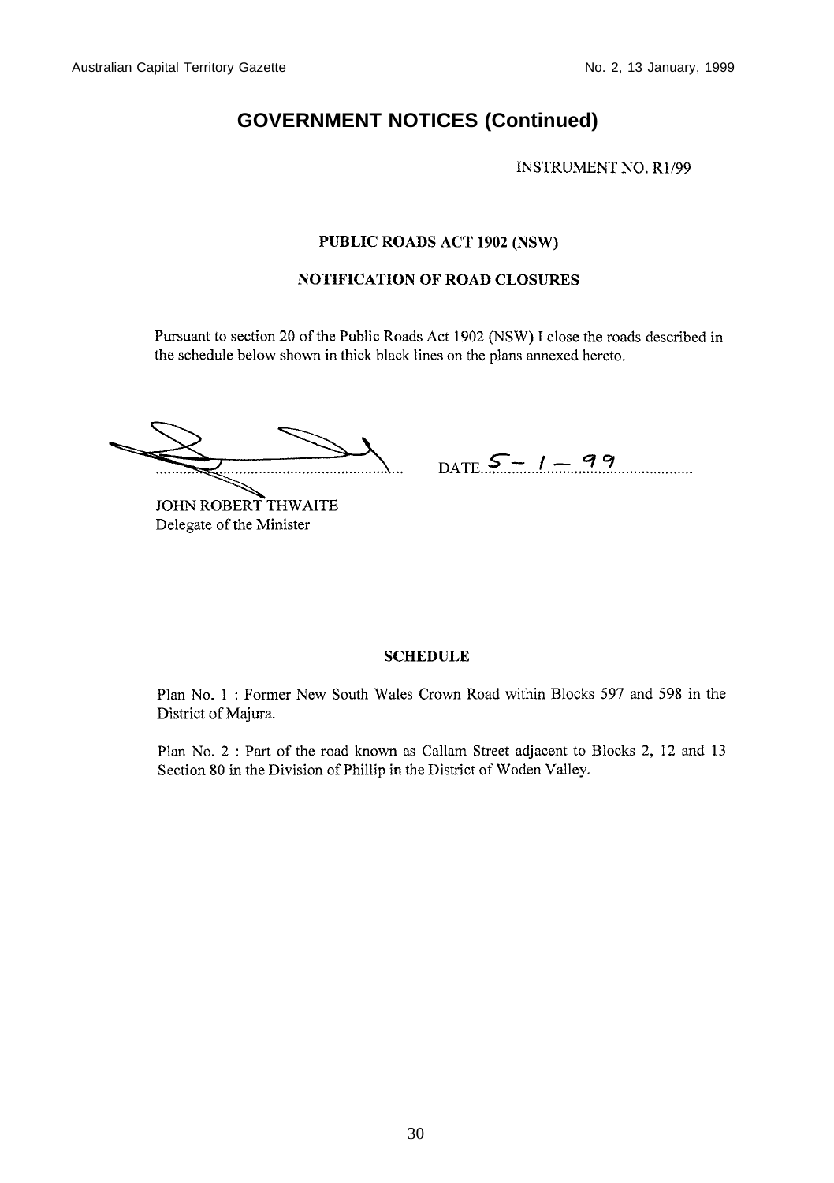# GOVERNMENT NOTICES (Continued)

INSTRUMENT NO. R1/99

**PUBLIC ROADS ACT 1902 (NSW)**

**NOTIFICATION OF ROAD CLOSURES**

Pursuant to section 20 of the Public Roads Act 1902 (NSW) I close the roads described in the schedule below shown in thick black lines on the plans annexed hereto.

............................................................ DATE 5 – 1 – 99 ..........................................

JOHN ROBERT THWAITE
Delegate of the Minister

**SCHEDULE**

Plan No. 1 : Former New South Wales Crown Road within Blocks 597 and 598 in the District of Majura.

Plan No. 2 : Part of the road known as Callam Street adjacent to Blocks 2, 12 and 13 Section 80 in the Division of Phillip in the District of Woden Valley.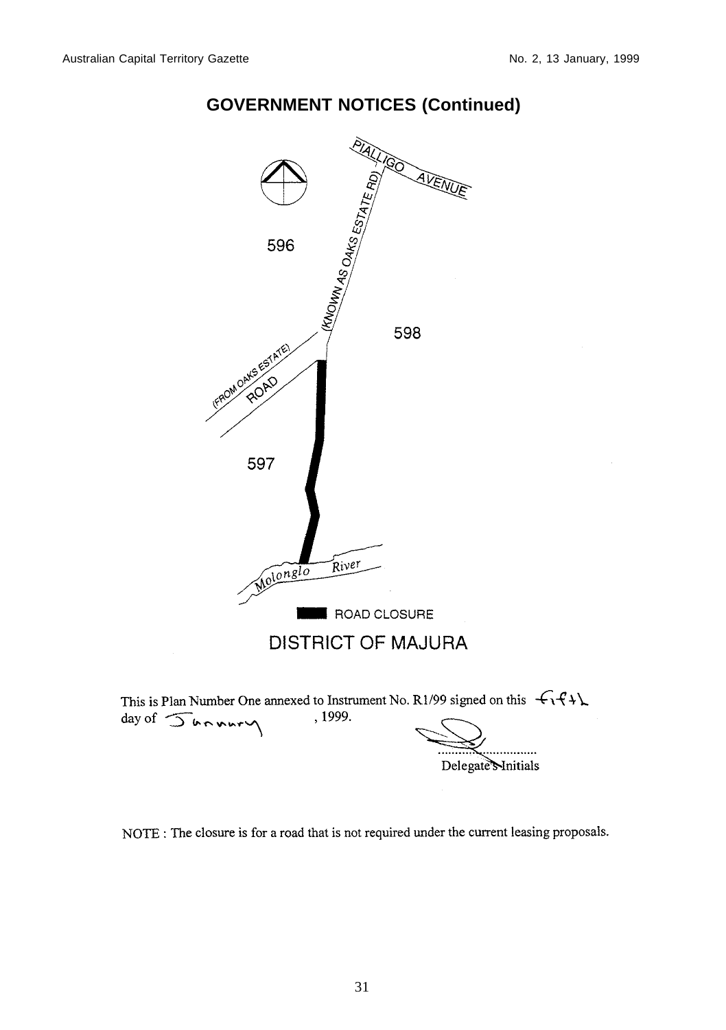## GOVERNMENT NOTICES (Continued)

PIALLIGO AVENUE

(KNOWN AS OAKS ESTATE RD)

596

598

(FROM OAKS ESTATE) ROAD

597

Molonglo River

ROAD CLOSURE

DISTRICT OF MAJURA

This is Plan Number One annexed to Instrument No. R1/99 signed on this fifth day of January, 1999.

..............................
Delegate's Initials

NOTE : The closure is for a road that is not required under the current leasing proposals.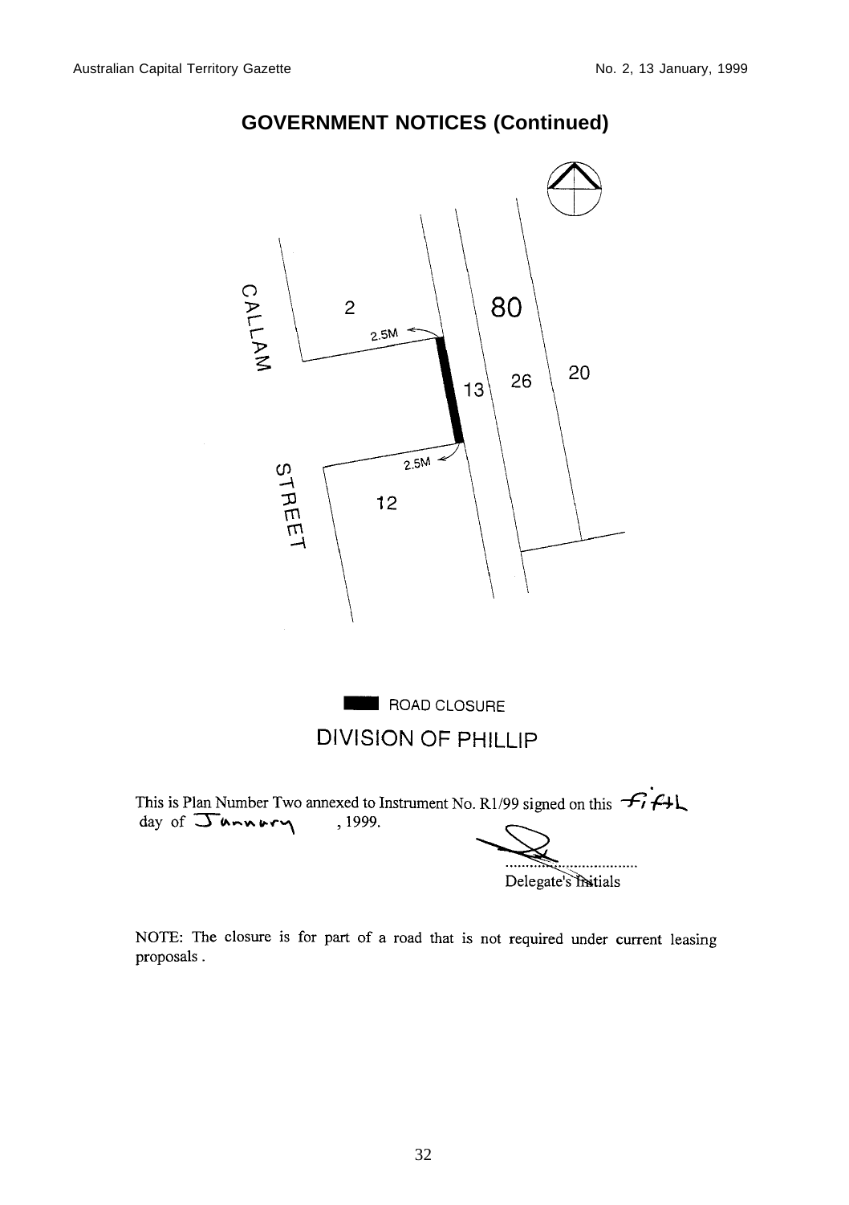## GOVERNMENT NOTICES (Continued)

CALLAM STREET

2

80

2.5M

13

26

20

2.5M

12

ROAD CLOSURE

DIVISION OF PHILLIP

This is Plan Number Two annexed to Instrument No. R1/99 signed on this fifth day of January, 1999.

..............................
Delegate's Initials

NOTE: The closure is for part of a road that is not required under current leasing proposals .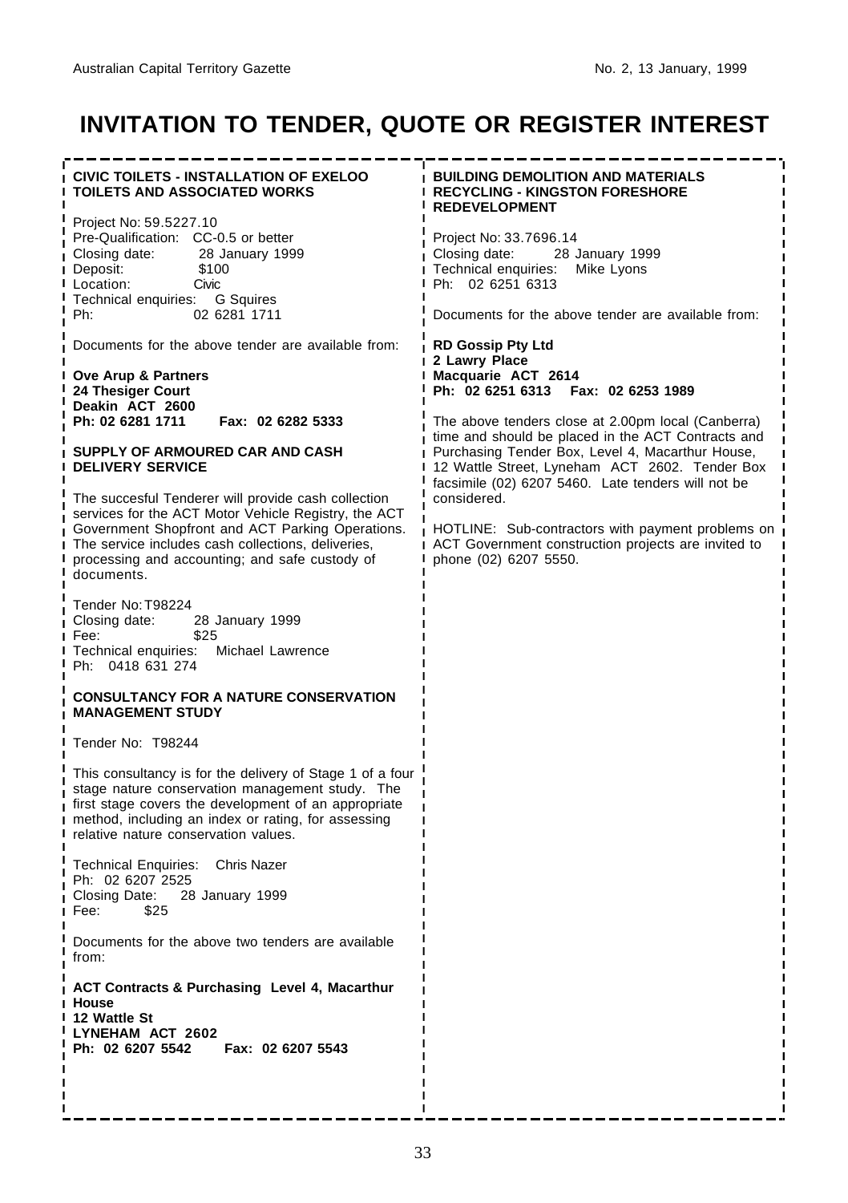# INVITATION TO TENDER, QUOTE OR REGISTER INTEREST

**CIVIC TOILETS - INSTALLATION OF EXELOO TOILETS AND ASSOCIATED WORKS**

Project No: 59.5227.10
Pre-Qualification: CC-0.5 or better
Closing date: 28 January 1999
Deposit: $100
Location: Civic
Technical enquiries: G Squires
Ph: 02 6281 1711

Documents for the above tender are available from:

**Ove Arup & Partners**
**24 Thesiger Court**
**Deakin ACT 2600**
**Ph: 02 6281 1711 Fax: 02 6282 5333**

**SUPPLY OF ARMOURED CAR AND CASH DELIVERY SERVICE**

The succesful Tenderer will provide cash collection services for the ACT Motor Vehicle Registry, the ACT Government Shopfront and ACT Parking Operations. The service includes cash collections, deliveries, processing and accounting; and safe custody of documents.

Tender No: T98224
Closing date: 28 January 1999
Fee: $25
Technical enquiries: Michael Lawrence
Ph: 0418 631 274

**CONSULTANCY FOR A NATURE CONSERVATION MANAGEMENT STUDY**

Tender No: T98244

This consultancy is for the delivery of Stage 1 of a four stage nature conservation management study. The first stage covers the development of an appropriate method, including an index or rating, for assessing relative nature conservation values.

Technical Enquiries: Chris Nazer
Ph: 02 6207 2525
Closing Date: 28 January 1999
Fee: $25

Documents for the above two tenders are available from:

**ACT Contracts & Purchasing Level 4, Macarthur House**
**12 Wattle St**
**LYNEHAM ACT 2602**
**Ph: 02 6207 5542 Fax: 02 6207 5543**

**BUILDING DEMOLITION AND MATERIALS RECYCLING - KINGSTON FORESHORE REDEVELOPMENT**

Project No: 33.7696.14
Closing date: 28 January 1999
Technical enquiries: Mike Lyons
Ph: 02 6251 6313

Documents for the above tender are available from:

**RD Gossip Pty Ltd**
**2 Lawry Place**
**Macquarie ACT 2614**
**Ph: 02 6251 6313 Fax: 02 6253 1989**

The above tenders close at 2.00pm local (Canberra) time and should be placed in the ACT Contracts and Purchasing Tender Box, Level 4, Macarthur House, 12 Wattle Street, Lyneham ACT 2602. Tender Box facsimile (02) 6207 5460. Late tenders will not be considered.

HOTLINE: Sub-contractors with payment problems on ACT Government construction projects are invited to phone (02) 6207 5550.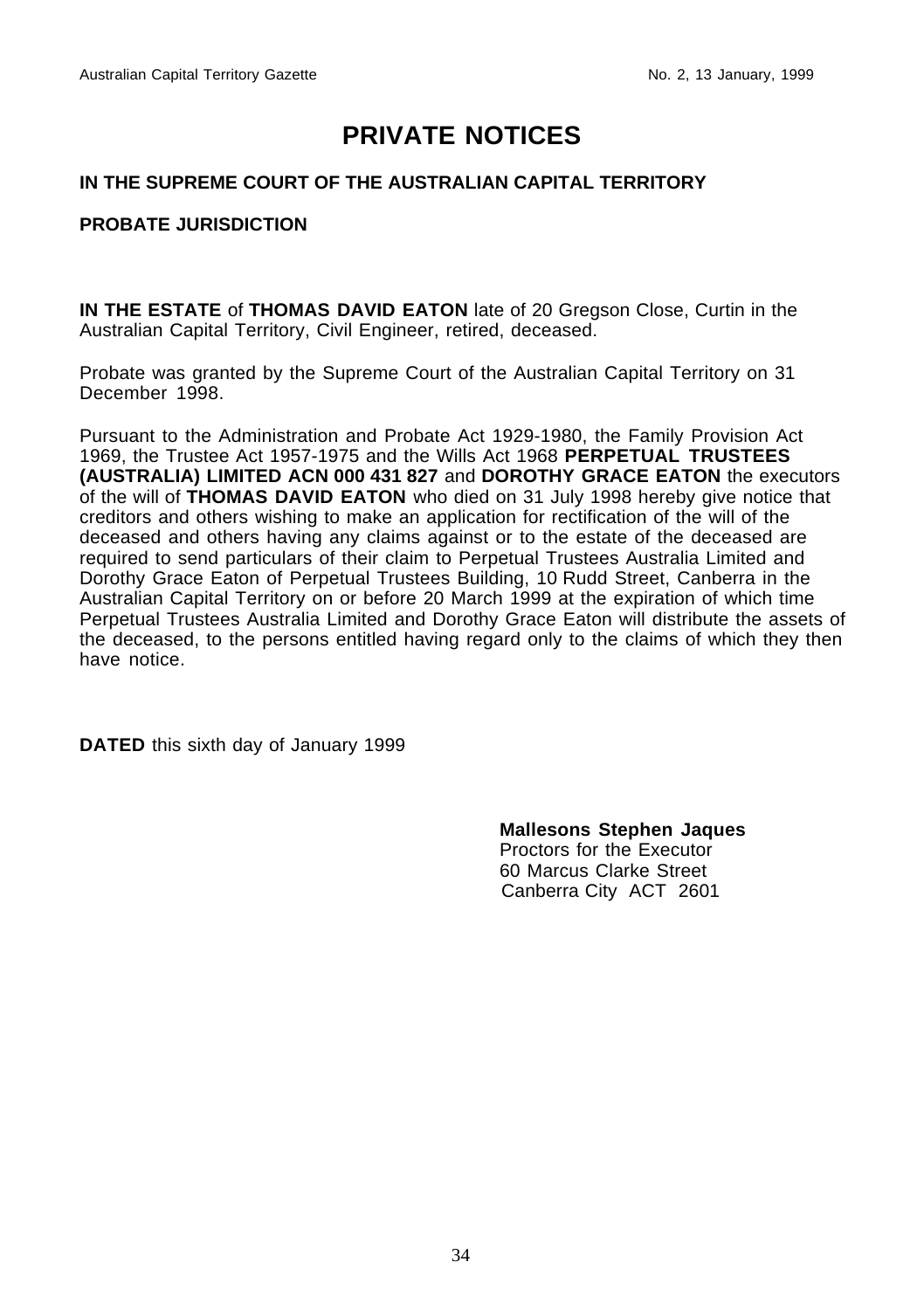# PRIVATE NOTICES

**IN THE SUPREME COURT OF THE AUSTRALIAN CAPITAL TERRITORY**

**PROBATE JURISDICTION**

**IN THE ESTATE** of **THOMAS DAVID EATON** late of 20 Gregson Close, Curtin in the Australian Capital Territory, Civil Engineer, retired, deceased.

Probate was granted by the Supreme Court of the Australian Capital Territory on 31 December 1998.

Pursuant to the Administration and Probate Act 1929-1980, the Family Provision Act 1969, the Trustee Act 1957-1975 and the Wills Act 1968 **PERPETUAL TRUSTEES (AUSTRALIA) LIMITED ACN 000 431 827** and **DOROTHY GRACE EATON** the executors of the will of **THOMAS DAVID EATON** who died on 31 July 1998 hereby give notice that creditors and others wishing to make an application for rectification of the will of the deceased and others having any claims against or to the estate of the deceased are required to send particulars of their claim to Perpetual Trustees Australia Limited and Dorothy Grace Eaton of Perpetual Trustees Building, 10 Rudd Street, Canberra in the Australian Capital Territory on or before 20 March 1999 at the expiration of which time Perpetual Trustees Australia Limited and Dorothy Grace Eaton will distribute the assets of the deceased, to the persons entitled having regard only to the claims of which they then have notice.

**DATED** this sixth day of January 1999

**Mallesons Stephen Jaques**
Proctors for the Executor
60 Marcus Clarke Street
Canberra City ACT 2601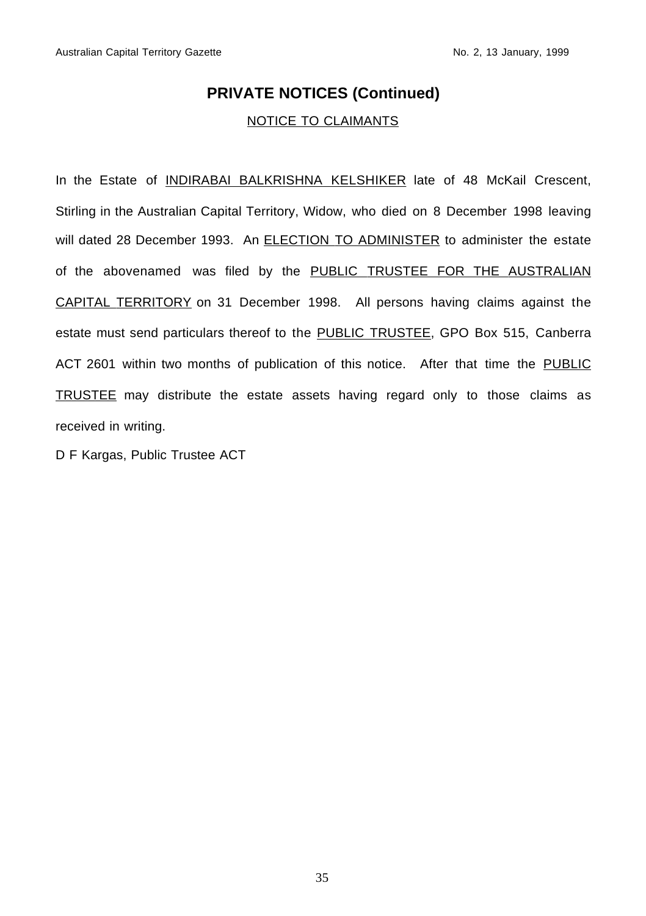## PRIVATE NOTICES (Continued)

NOTICE TO CLAIMANTS

In the Estate of INDIRABAI BALKRISHNA KELSHIKER late of 48 McKail Crescent, Stirling in the Australian Capital Territory, Widow, who died on 8 December 1998 leaving will dated 28 December 1993. An ELECTION TO ADMINISTER to administer the estate of the abovenamed was filed by the PUBLIC TRUSTEE FOR THE AUSTRALIAN CAPITAL TERRITORY on 31 December 1998. All persons having claims against the estate must send particulars thereof to the PUBLIC TRUSTEE, GPO Box 515, Canberra ACT 2601 within two months of publication of this notice. After that time the PUBLIC TRUSTEE may distribute the estate assets having regard only to those claims as received in writing.

D F Kargas, Public Trustee ACT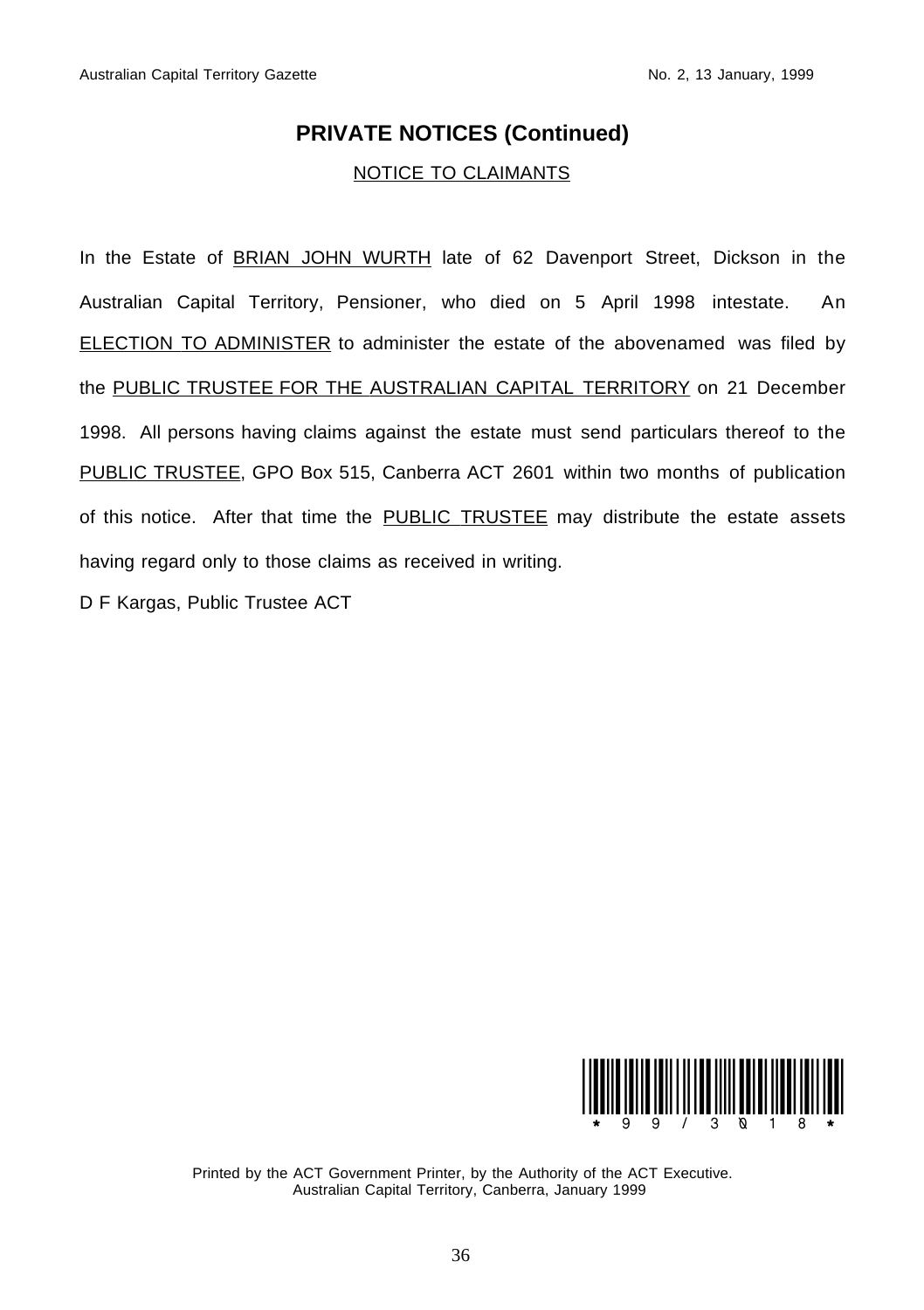## PRIVATE NOTICES (Continued)

NOTICE TO CLAIMANTS

In the Estate of BRIAN JOHN WURTH late of 62 Davenport Street, Dickson in the Australian Capital Territory, Pensioner, who died on 5 April 1998 intestate. An ELECTION TO ADMINISTER to administer the estate of the abovenamed was filed by the PUBLIC TRUSTEE FOR THE AUSTRALIAN CAPITAL TERRITORY on 21 December 1998. All persons having claims against the estate must send particulars thereof to the PUBLIC TRUSTEE, GPO Box 515, Canberra ACT 2601 within two months of publication of this notice. After that time the PUBLIC TRUSTEE may distribute the estate assets having regard only to those claims as received in writing.

D F Kargas, Public Trustee ACT

*99/3018*

Printed by the ACT Government Printer, by the Authority of the ACT Executive.
Australian Capital Territory, Canberra, January 1999